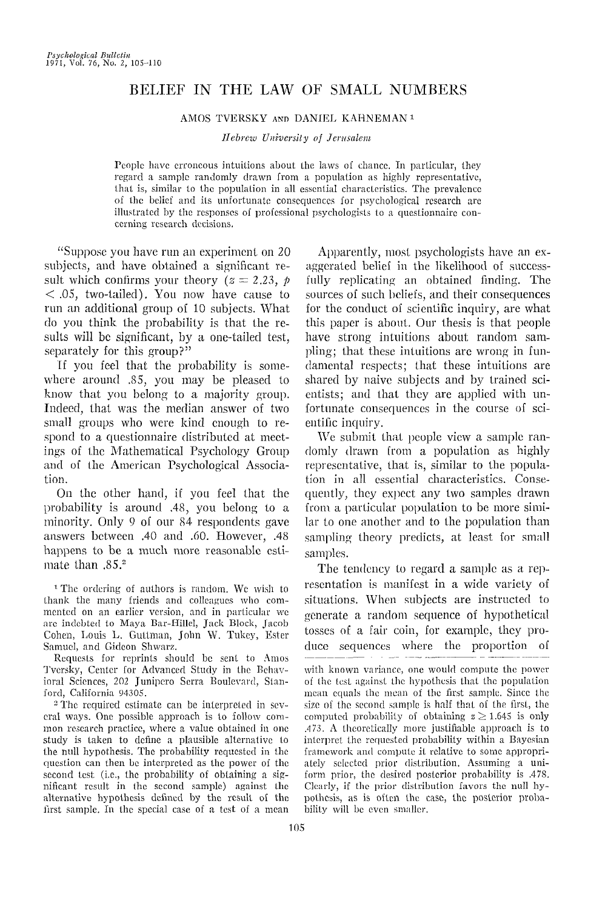# BELIEF IN THE LAW OF SMALL NUMBERS

AMOS TVERSKY AND DANIEL KAHNEMAN [1]

*Hebrew University of Jerusalem*

People have erroneous intuitions about the laws of chance. In particular, they regard a sample randomly drawn from a population as highly representative, that is, similar to the population in all essential characteristics. The prevalence of the belief and its unfortunate consequences for psychological research are illustrated by the responses of professional psychologists to a questionnaire concerning research decisions.

"Suppose you have run an experiment on 20 subjects, and have obtained a significant result which confirms your theory ($z = 2.23$, $p < .05$, two-tailed). You now have cause to run an additional group of 10 subjects. What do you think the probability is that the results will be significant, by a one-tailed test, separately for this group?"

If you feel that the probability is somewhere around .85, you may be pleased to know that you belong to a majority group. Indeed, that was the median answer of two small groups who were kind enough to respond to a questionnaire distributed at meetings of the Mathematical Psychology Group and of the American Psychological Association.

On the other hand, if you feel that the probability is around .48, you belong to a minority. Only 9 of our 84 respondents gave answers between .40 and .60. However, .48 happens to be a much more reasonable estimate than .85.[2]

Apparently, most psychologists have an exaggerated belief in the likelihood of successfully replicating an obtained finding. The sources of such beliefs, and their consequences for the conduct of scientific inquiry, are what this paper is about. Our thesis is that people have strong intuitions about random sampling; that these intuitions are wrong in fundamental respects; that these intuitions are shared by naive subjects and by trained scientists; and that they are applied with unfortunate consequences in the course of scientific inquiry.

We submit that people view a sample randomly drawn from a population as highly representative, that is, similar to the population in all essential characteristics. Consequently, they expect any two samples drawn from a particular population to be more similar to one another and to the population than sampling theory predicts, at least for small samples.

The tendency to regard a sample as a representation is manifest in a wide variety of situations. When subjects are instructed to generate a random sequence of hypothetical tosses of a fair coin, for example, they produce sequences where the proportion of

---

[1] The ordering of authors is random. We wish to thank the many friends and colleagues who commented on an earlier version, and in particular we are indebted to Maya Bar-Hillel, Jack Block, Jacob Cohen, Louis L. Guttman, John W. Tukey, Ester Samuel, and Gideon Shwarz.

Requests for reprints should be sent to Amos Tversky, Center for Advanced Study in the Behavioral Sciences, 202 Junipero Serra Boulevard, Stanford, California 94305.

[2] The required estimate can be interpreted in several ways. One possible approach is to follow common research practice, where a value obtained in one study is taken to define a plausible alternative to the null hypothesis. The probability requested in the question can then be interpreted as the power of the second test (i.e., the probability of obtaining a significant result in the second sample) against the alternative hypothesis defined by the result of the first sample. In the special case of a test of a mean with known variance, one would compute the power of the test against the hypothesis that the population mean equals the mean of the first sample. Since the size of the second sample is half that of the first, the computed probability of obtaining $z \geq 1.645$ is only .473. A theoretically more justifiable approach is to interpret the requested probability within a Bayesian framework and compute it relative to some appropriately selected prior distribution. Assuming a uniform prior, the desired posterior probability is .478. Clearly, if the prior distribution favors the null hypothesis, as is often the case, the posterior probability will be even smaller.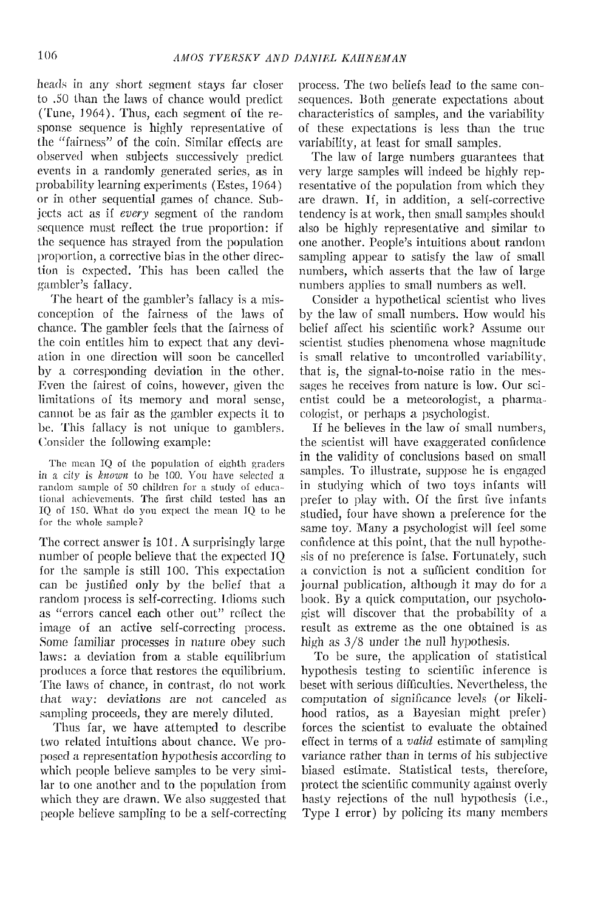heads in any short segment stays far closer to .50 than the laws of chance would predict (Tune, 1964). Thus, each segment of the response sequence is highly representative of the "fairness" of the coin. Similar effects are observed when subjects successively predict events in a randomly generated series, as in probability learning experiments (Estes, 1964) or in other sequential games of chance. Subjects act as if *every* segment of the random sequence must reflect the true proportion: if the sequence has strayed from the population proportion, a corrective bias in the other direction is expected. This has been called the gambler's fallacy.

The heart of the gambler's fallacy is a misconception of the fairness of the laws of chance. The gambler feels that the fairness of the coin entitles him to expect that any deviation in one direction will soon be cancelled by a corresponding deviation in the other. Even the fairest of coins, however, given the limitations of its memory and moral sense, cannot be as fair as the gambler expects it to be. This fallacy is not unique to gamblers. Consider the following example:

> The mean IQ of the population of eighth graders in a city is *known* to be 100. You have selected a random sample of 50 children for a study of educational achievements. The first child tested has an IQ of 150. What do you expect the mean IQ to be for the whole sample?

The correct answer is 101. A surprisingly large number of people believe that the expected IQ for the sample is still 100. This expectation can be justified only by the belief that a random process is self-correcting. Idioms such as "errors cancel each other out" reflect the image of an active self-correcting process. Some familiar processes in nature obey such laws: a deviation from a stable equilibrium produces a force that restores the equilibrium. The laws of chance, in contrast, do not work that way: deviations are not canceled as sampling proceeds, they are merely diluted.

Thus far, we have attempted to describe two related intuitions about chance. We proposed a representation hypothesis according to which people believe samples to be very similar to one another and to the population from which they are drawn. We also suggested that people believe sampling to be a self-correcting process. The two beliefs lead to the same consequences. Both generate expectations about characteristics of samples, and the variability of these expectations is less than the true variability, at least for small samples.

The law of large numbers guarantees that very large samples will indeed be highly representative of the population from which they are drawn. If, in addition, a self-corrective tendency is at work, then small samples should also be highly representative and similar to one another. People's intuitions about random sampling appear to satisfy the law of small numbers, which asserts that the law of large numbers applies to small numbers as well.

Consider a hypothetical scientist who lives by the law of small numbers. How would his belief affect his scientific work? Assume our scientist studies phenomena whose magnitude is small relative to uncontrolled variability, that is, the signal-to-noise ratio in the messages he receives from nature is low. Our scientist could be a meteorologist, a pharmacologist, or perhaps a psychologist.

If he believes in the law of small numbers, the scientist will have exaggerated confidence in the validity of conclusions based on small samples. To illustrate, suppose he is engaged in studying which of two toys infants will prefer to play with. Of the first five infants studied, four have shown a preference for the same toy. Many a psychologist will feel some confidence at this point, that the null hypothesis of no preference is false. Fortunately, such a conviction is not a sufficient condition for journal publication, although it may do for a book. By a quick computation, our psychologist will discover that the probability of a result as extreme as the one obtained is as high as $3/8$ under the null hypothesis.

To be sure, the application of statistical hypothesis testing to scientific inference is beset with serious difficulties. Nevertheless, the computation of significance levels (or likelihood ratios, as a Bayesian might prefer) forces the scientist to evaluate the obtained effect in terms of a *valid* estimate of sampling variance rather than in terms of his subjective biased estimate. Statistical tests, therefore, protect the scientific community against overly hasty rejections of the null hypothesis (i.e., Type 1 error) by policing its many members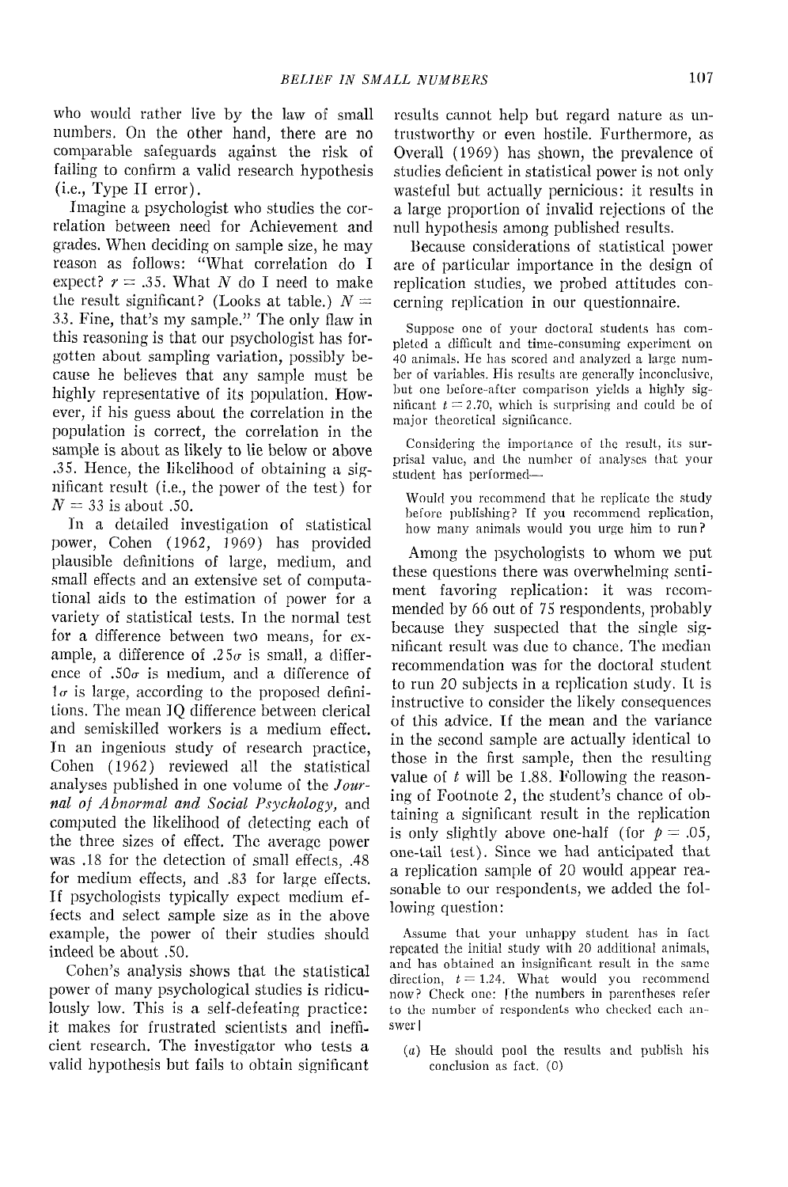who would rather live by the law of small numbers. On the other hand, there are no comparable safeguards against the risk of failing to confirm a valid research hypothesis (i.e., Type II error).

Imagine a psychologist who studies the correlation between need for Achievement and grades. When deciding on sample size, he may reason as follows: "What correlation do I expect? $r = .35$. What $N$ do I need to make the result significant? (Looks at table.) $N = 33$. Fine, that's my sample." The only flaw in this reasoning is that our psychologist has forgotten about sampling variation, possibly because he believes that any sample must be highly representative of its population. However, if his guess about the correlation in the population is correct, the correlation in the sample is about as likely to lie below or above .35. Hence, the likelihood of obtaining a significant result (i.e., the power of the test) for $N = 33$ is about .50.

In a detailed investigation of statistical power, Cohen (1962, 1969) has provided plausible definitions of large, medium, and small effects and an extensive set of computational aids to the estimation of power for a variety of statistical tests. In the normal test for a difference between two means, for example, a difference of $.25\sigma$ is small, a difference of $.50\sigma$ is medium, and a difference of $1\sigma$ is large, according to the proposed definitions. The mean IQ difference between clerical and semiskilled workers is a medium effect. In an ingenious study of research practice, Cohen (1962) reviewed all the statistical analyses published in one volume of the *Journal of Abnormal and Social Psychology*, and computed the likelihood of detecting each of the three sizes of effect. The average power was .18 for the detection of small effects, .48 for medium effects, and .83 for large effects. If psychologists typically expect medium effects and select sample size as in the above example, the power of their studies should indeed be about .50.

Cohen's analysis shows that the statistical power of many psychological studies is ridiculously low. This is a self-defeating practice: it makes for frustrated scientists and inefficient research. The investigator who tests a valid hypothesis but fails to obtain significant results cannot help but regard nature as untrustworthy or even hostile. Furthermore, as Overall (1969) has shown, the prevalence of studies deficient in statistical power is not only wasteful but actually pernicious: it results in a large proportion of invalid rejections of the null hypothesis among published results.

Because considerations of statistical power are of particular importance in the design of replication studies, we probed attitudes concerning replication in our questionnaire.

> Suppose one of your doctoral students has completed a difficult and time-consuming experiment on 40 animals. He has scored and analyzed a large number of variables. His results are generally inconclusive, but one before-after comparison yields a highly significant $t = 2.70$, which is surprising and could be of major theoretical significance.
>
> Considering the importance of the result, its surprisal value, and the number of analyses that your student has performed—
>
> Would you recommend that he replicate the study before publishing? If you recommend replication, how many animals would you urge him to run?

Among the psychologists to whom we put these questions there was overwhelming sentiment favoring replication: it was recommended by 66 out of 75 respondents, probably because they suspected that the single significant result was due to chance. The median recommendation was for the doctoral student to run 20 subjects in a replication study. It is instructive to consider the likely consequences of this advice. If the mean and the variance in the second sample are actually identical to those in the first sample, then the resulting value of $t$ will be 1.88. Following the reasoning of Footnote 2, the student's chance of obtaining a significant result in the replication is only slightly above one-half (for $p = .05$, one-tail test). Since we had anticipated that a replication sample of 20 would appear reasonable to our respondents, we added the following question:

> Assume that your unhappy student has in fact repeated the initial study with 20 additional animals, and has obtained an insignificant result in the same direction, $t = 1.24$. What would you recommend now? Check one: [the numbers in parentheses refer to the number of respondents who checked each answer]
>
> (*a*) He should pool the results and publish his conclusion as fact. (0)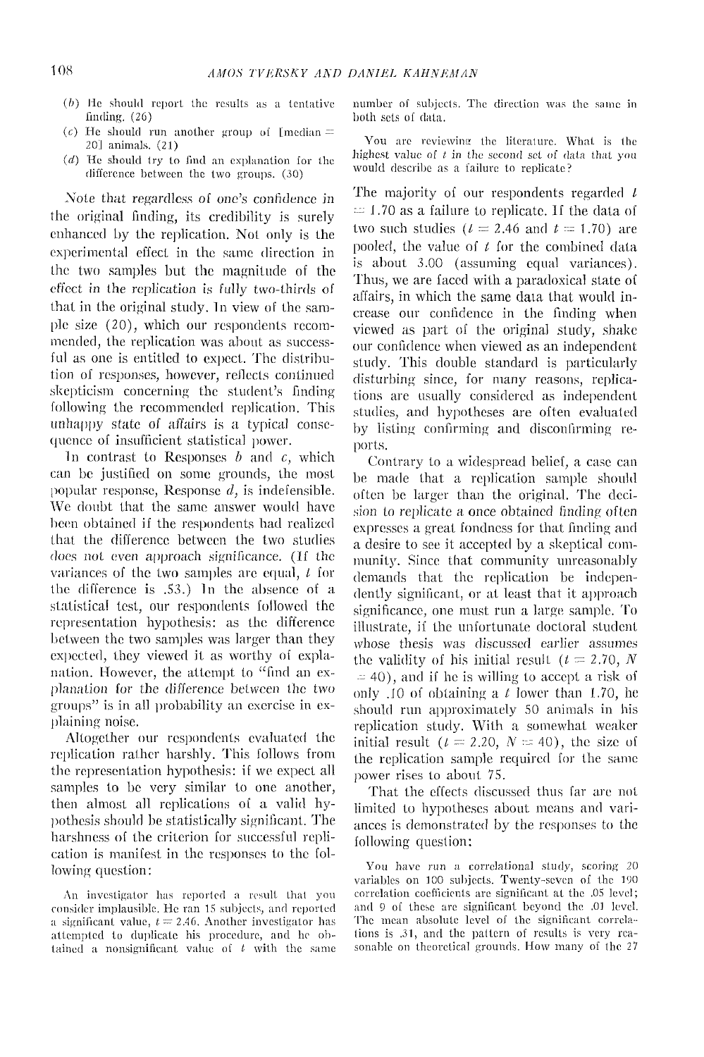(*b*) He should report the results as a tentative finding. (26)

(*c*) He should run another group of [median = 20] animals. (21)

(*d*) He should try to find an explanation for the difference between the two groups. (30)

Note that regardless of one's confidence in the original finding, its credibility is surely enhanced by the replication. Not only is the experimental effect in the same direction in the two samples but the magnitude of the effect in the replication is fully two-thirds of that in the original study. In view of the sample size (20), which our respondents recommended, the replication was about as successful as one is entitled to expect. The distribution of responses, however, reflects continued skepticism concerning the student's finding following the recommended replication. This unhappy state of affairs is a typical consequence of insufficient statistical power.

In contrast to Responses *b* and *c*, which can be justified on some grounds, the most popular response, Response *d*, is indefensible. We doubt that the same answer would have been obtained if the respondents had realized that the difference between the two studies *does not even approach significance.* (If the variances of the two samples are equal, $t$ for the difference is .53.) In the absence of a statistical test, our respondents followed the representation hypothesis: as the difference between the two samples was larger than they expected, they viewed it as worthy of explanation. However, the attempt to "find an explanation for the difference between the two groups" is in all probability an exercise in explaining noise.

Altogether our respondents evaluated the replication rather harshly. This follows from the representation hypothesis: if we expect all samples to be very similar to one another, then almost all replications of a valid hypothesis should be statistically significant. The harshness of the criterion for successful replication is manifest in the responses to the following question:

> An investigator has reported a result that you consider implausible. He ran 15 subjects, and reported a significant value, $t = 2.46$. Another investigator has attempted to duplicate his procedure, and he obtained a nonsignificant value of $t$ with the same number of subjects. The direction was the same in both sets of data.
>
> You are reviewing the literature. What is the highest value of $t$ in the second set of data that you would describe as a failure to replicate?

The majority of our respondents regarded $t = 1.70$ as a failure to replicate. If the data of two such studies ($t = 2.46$ and $t = 1.70$) are pooled, the value of $t$ for the combined data is about 3.00 (assuming equal variances). Thus, we are faced with a paradoxical state of affairs, in which the same data that would increase our confidence in the finding when viewed as part of the original study, shake our confidence when viewed as an independent study. This double standard is particularly disturbing since, for many reasons, replications are usually considered as independent studies, and hypotheses are often evaluated by listing confirming and disconfirming reports.

Contrary to a widespread belief, a case can be made that a replication sample should often be larger than the original. The decision to replicate a once obtained finding often expresses a great fondness for that finding and a desire to see it accepted by a skeptical community. Since that community unreasonably demands that the replication be independently significant, or at least that it approach significance, one must run a large sample. To illustrate, if the unfortunate doctoral student whose thesis was discussed earlier assumes the validity of his initial result ($t = 2.70$, $N = 40$), and if he is willing to accept a risk of only .10 of obtaining a $t$ lower than 1.70, he should run approximately 50 animals in his replication study. With a somewhat weaker initial result ($t = 2.20$, $N = 40$), the size of the replication sample required for the same power rises to about 75.

That the effects discussed thus far are not limited to hypotheses about means and variances is demonstrated by the responses to the following question:

> You have run a correlational study, scoring 20 variables on 100 subjects. Twenty-seven of the 190 correlation coefficients are significant at the .05 level; and 9 of these are significant beyond the .01 level. The mean absolute level of the significant correlations is .31, and the pattern of results is very reasonable on theoretical grounds. How many of the 27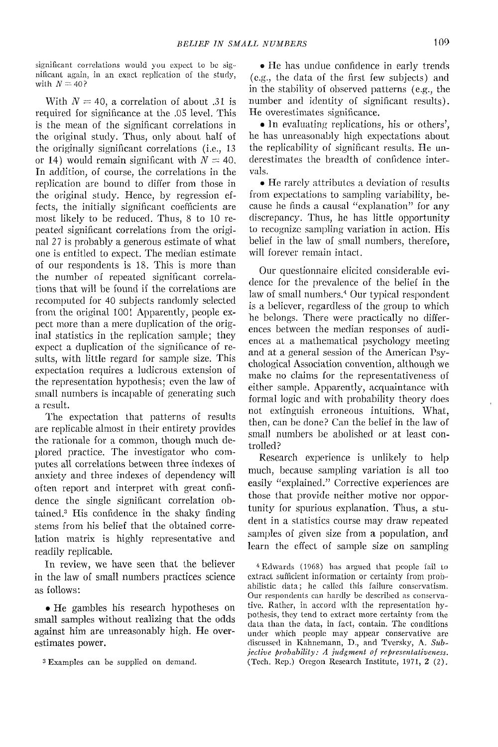significant correlations would you expect to be significant again, in an exact replication of the study, with $N = 40$?

With $N = 40$, a correlation of about .31 is required for significance at the .05 level. This is the mean of the significant correlations in the original study. Thus, only about half of the originally significant correlations (i.e., 13 or 14) would remain significant with $N = 40$. In addition, of course, the correlations in the replication are bound to differ from those in the original study. Hence, by regression effects, the initially significant coefficients are most likely to be reduced. Thus, 8 to 10 repeated significant correlations from the original 27 is probably a generous estimate of what one is entitled to expect. The median estimate of our respondents is 18. This is more than the number of repeated significant correlations that will be found if the correlations are recomputed for 40 subjects randomly selected from the original 100! Apparently, people expect more than a mere duplication of the original statistics in the replication sample; they expect a duplication of the significance of results, with little regard for sample size. This expectation requires a ludicrous extension of the representation hypothesis; even the law of small numbers is incapable of generating such a result.

The expectation that patterns of results are replicable almost in their entirety provides the rationale for a common, though much deplored practice. The investigator who computes all correlations between three indexes of anxiety and three indexes of dependency will often report and interpret with great confidence the single significant correlation obtained.[3] His confidence in the shaky finding stems from his belief that the obtained correlation matrix is highly representative and readily replicable.

In review, we have seen that the believer in the law of small numbers practices science as follows:

- He gambles his research hypotheses on small samples without realizing that the odds against him are unreasonably high. He overestimates power.
- He has undue confidence in early trends (e.g., the data of the first few subjects) and in the stability of observed patterns (e.g., the number and identity of significant results). He overestimates significance.
- In evaluating replications, his or others', he has unreasonably high expectations about the replicability of significant results. He underestimates the breadth of confidence intervals.
- He rarely attributes a deviation of results from expectations to sampling variability, because he finds a causal "explanation" for any discrepancy. Thus, he has little opportunity to recognize sampling variation in action. His belief in the law of small numbers, therefore, will forever remain intact.

Our questionnaire elicited considerable evidence for the prevalence of the belief in the law of small numbers.[4] Our typical respondent is a believer, regardless of the group to which he belongs. There were practically no differences between the median responses of audiences at a mathematical psychology meeting and at a general session of the American Psychological Association convention, although we make no claims for the representativeness of either sample. Apparently, acquaintance with formal logic and with probability theory does not extinguish erroneous intuitions. What, then, can be done? Can the belief in the law of small numbers be abolished or at least controlled?

Research experience is unlikely to help much, because sampling variation is all too easily "explained." Corrective experiences are those that provide neither motive nor opportunity for spurious explanation. Thus, a student in a statistics course may draw repeated samples of given size from a population, and learn the effect of sample size on sampling

[3] Examples can be supplied on demand.

[4] Edwards (1968) has argued that people fail to extract sufficient information or certainty from probabilistic data; he called this failure conservatism. Our respondents can hardly be described as conservative. Rather, in accord with the representation hypothesis, they tend to extract more certainty from the data than the data, in fact, contain. The conditions under which people may appear conservative are discussed in Kahnemann, D., and Tversky, A. *Subjective probability: A judgment of representativeness.* (Tech. Rep.) Oregon Research Institute, 1971, 2 (2).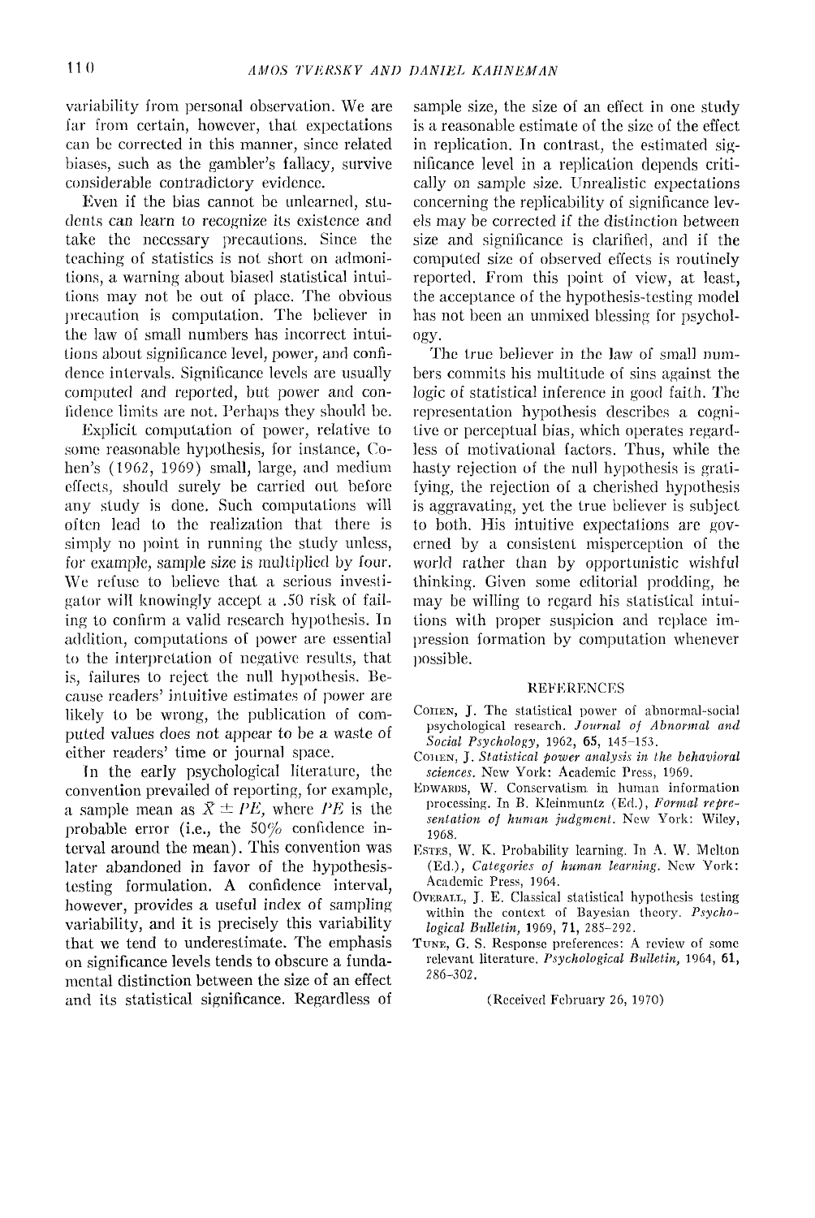variability from personal observation. We are far from certain, however, that expectations can be corrected in this manner, since related biases, such as the gambler's fallacy, survive considerable contradictory evidence.

Even if the bias cannot be unlearned, students can learn to recognize its existence and take the necessary precautions. Since the teaching of statistics is not short on admonitions, a warning about biased statistical intuitions may not be out of place. The obvious precaution is computation. The believer in the law of small numbers has incorrect intuitions about significance level, power, and confidence intervals. Significance levels are usually computed and reported, but power and confidence limits are not. Perhaps they should be.

Explicit computation of power, relative to some reasonable hypothesis, for instance, Cohen's (1962, 1969) small, large, and medium effects, should surely be carried out before any study is done. Such computations will often lead to the realization that there is simply no point in running the study unless, for example, sample size is multiplied by four. We refuse to believe that a serious investigator will knowingly accept a .50 risk of failing to confirm a valid research hypothesis. In addition, computations of power are essential to the interpretation of negative results, that is, failures to reject the null hypothesis. Because readers' intuitive estimates of power are likely to be wrong, the publication of computed values does not appear to be a waste of either readers' time or journal space.

In the early psychological literature, the convention prevailed of reporting, for example, a sample mean as $\bar{X} \pm PE$, where $PE$ is the probable error (i.e., the 50% confidence interval around the mean). This convention was later abandoned in favor of the hypothesis-testing formulation. A confidence interval, however, provides a useful index of sampling variability, and it is precisely this variability that we tend to underestimate. The emphasis on significance levels tends to obscure a fundamental distinction between the size of an effect and its statistical significance. Regardless of sample size, the size of an effect in one study is a reasonable estimate of the size of the effect in replication. In contrast, the estimated significance level in a replication depends critically on sample size. Unrealistic expectations concerning the replicability of significance levels may be corrected if the distinction between size and significance is clarified, and if the computed size of observed effects is routinely reported. From this point of view, at least, the acceptance of the hypothesis-testing model has not been an unmixed blessing for psychology.

The true believer in the law of small numbers commits his multitude of sins against the logic of statistical inference in good faith. The representation hypothesis describes a cognitive or perceptual bias, which operates regardless of motivational factors. Thus, while the hasty rejection of the null hypothesis is gratifying, the rejection of a cherished hypothesis is aggravating, yet the true believer is subject to both. His intuitive expectations are governed by a consistent misperception of the world rather than by opportunistic wishful thinking. Given some editorial prodding, he may be willing to regard his statistical intuitions with proper suspicion and replace impression formation by computation whenever possible.

## REFERENCES

Cohen, J. The statistical power of abnormal-social psychological research. *Journal of Abnormal and Social Psychology*, 1962, **65**, 145–153.

Cohen, J. *Statistical power analysis in the behavioral sciences*. New York: Academic Press, 1969.

Edwards, W. Conservatism in human information processing. In B. Kleinmuntz (Ed.), *Formal representation of human judgment*. New York: Wiley, 1968.

Estes, W. K. Probability learning. In A. W. Melton (Ed.), *Categories of human learning*. New York: Academic Press, 1964.

Overall, J. E. Classical statistical hypothesis testing within the context of Bayesian theory. *Psychological Bulletin*, 1969, **71**, 285–292.

Tune, G. S. Response preferences: A review of some relevant literature. *Psychological Bulletin*, 1964, **61**, 286–302.

(Received February 26, 1970)